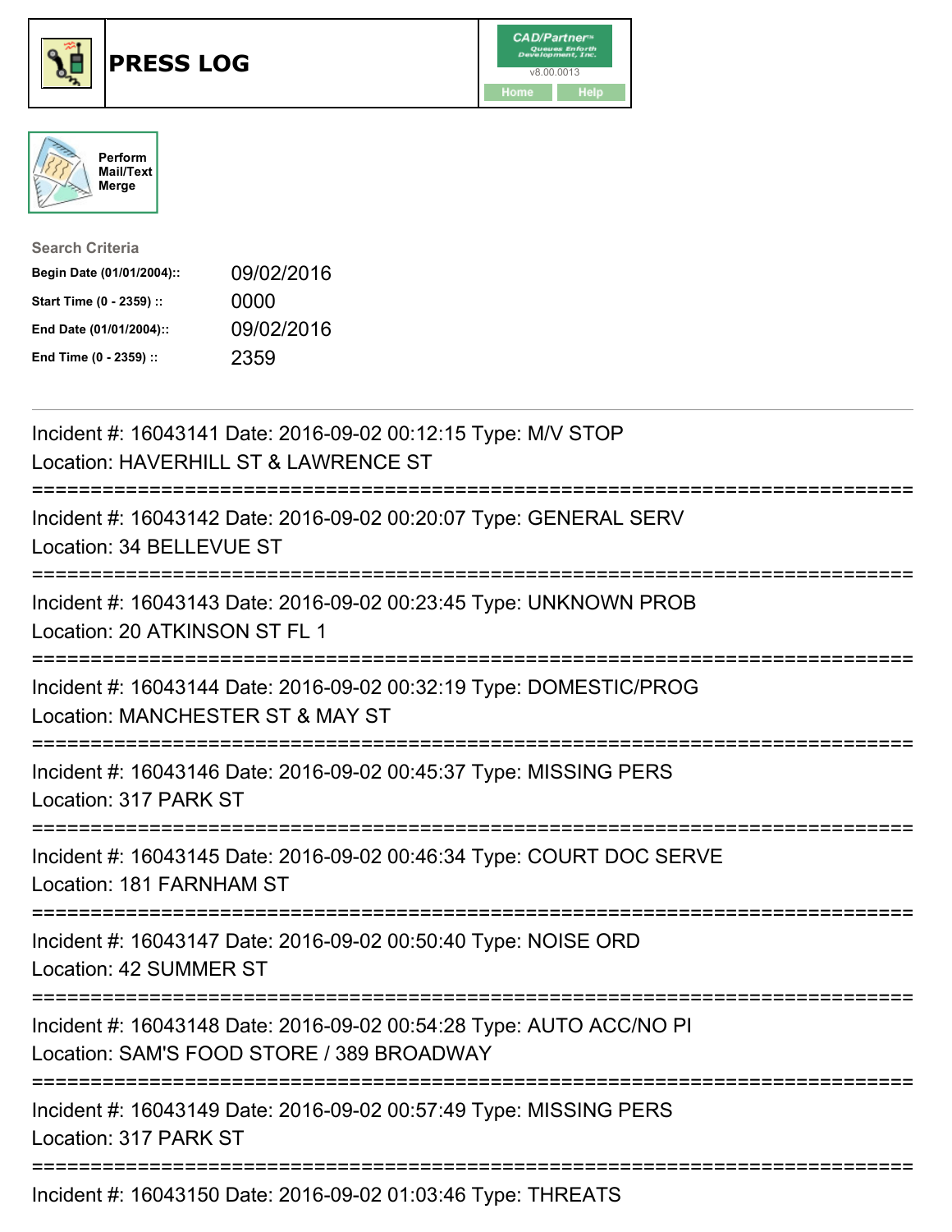# PRESS LOG

CAD/Partner
v8.00.0013
Home Help

Perform Mail/Text Merge

**Search Criteria**

| | |
|---|---|
| **Begin Date (01/01/2004)::** | 09/02/2016 |
| **Start Time (0 - 2359) ::** | 0000 |
| **End Date (01/01/2004)::** | 09/02/2016 |
| **End Time (0 - 2359) ::** | 2359 |

---

Incident #: 16043141 Date: 2016-09-02 00:12:15 Type: M/V STOP
Location: HAVERHILL ST & LAWRENCE ST

===========================================================================

Incident #: 16043142 Date: 2016-09-02 00:20:07 Type: GENERAL SERV
Location: 34 BELLEVUE ST

===========================================================================

Incident #: 16043143 Date: 2016-09-02 00:23:45 Type: UNKNOWN PROB
Location: 20 ATKINSON ST FL 1

===========================================================================

Incident #: 16043144 Date: 2016-09-02 00:32:19 Type: DOMESTIC/PROG
Location: MANCHESTER ST & MAY ST

===========================================================================

Incident #: 16043146 Date: 2016-09-02 00:45:37 Type: MISSING PERS
Location: 317 PARK ST

===========================================================================

Incident #: 16043145 Date: 2016-09-02 00:46:34 Type: COURT DOC SERVE
Location: 181 FARNHAM ST

===========================================================================

Incident #: 16043147 Date: 2016-09-02 00:50:40 Type: NOISE ORD
Location: 42 SUMMER ST

===========================================================================

Incident #: 16043148 Date: 2016-09-02 00:54:28 Type: AUTO ACC/NO PI
Location: SAM'S FOOD STORE / 389 BROADWAY

===========================================================================

Incident #: 16043149 Date: 2016-09-02 00:57:49 Type: MISSING PERS
Location: 317 PARK ST

===========================================================================

Incident #: 16043150 Date: 2016-09-02 01:03:46 Type: THREATS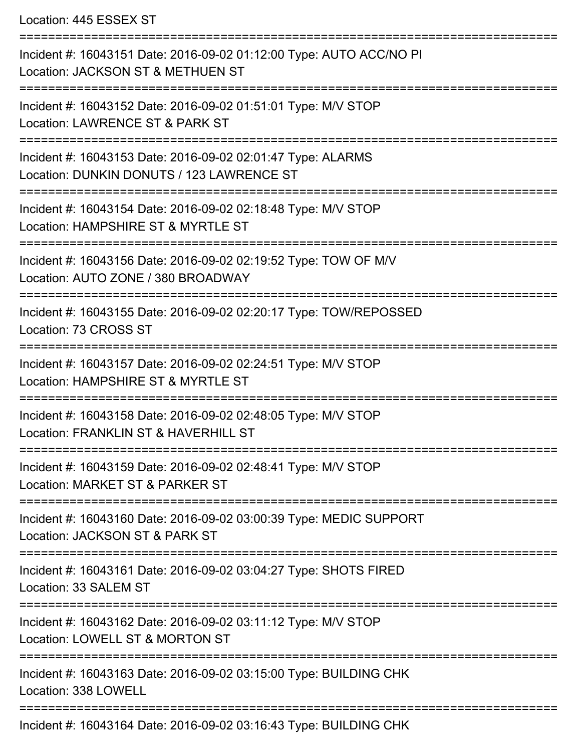Location: 445 ESSEX ST

===========================================================================

Incident #: 16043151 Date: 2016-09-02 01:12:00 Type: AUTO ACC/NO PI
Location: JACKSON ST & METHUEN ST

===========================================================================

Incident #: 16043152 Date: 2016-09-02 01:51:01 Type: M/V STOP
Location: LAWRENCE ST & PARK ST

===========================================================================

Incident #: 16043153 Date: 2016-09-02 02:01:47 Type: ALARMS
Location: DUNKIN DONUTS / 123 LAWRENCE ST

===========================================================================

Incident #: 16043154 Date: 2016-09-02 02:18:48 Type: M/V STOP
Location: HAMPSHIRE ST & MYRTLE ST

===========================================================================

Incident #: 16043156 Date: 2016-09-02 02:19:52 Type: TOW OF M/V
Location: AUTO ZONE / 380 BROADWAY

===========================================================================

Incident #: 16043155 Date: 2016-09-02 02:20:17 Type: TOW/REPOSSED
Location: 73 CROSS ST

===========================================================================

Incident #: 16043157 Date: 2016-09-02 02:24:51 Type: M/V STOP
Location: HAMPSHIRE ST & MYRTLE ST

===========================================================================

Incident #: 16043158 Date: 2016-09-02 02:48:05 Type: M/V STOP
Location: FRANKLIN ST & HAVERHILL ST

===========================================================================

Incident #: 16043159 Date: 2016-09-02 02:48:41 Type: M/V STOP
Location: MARKET ST & PARKER ST

===========================================================================

Incident #: 16043160 Date: 2016-09-02 03:00:39 Type: MEDIC SUPPORT
Location: JACKSON ST & PARK ST

===========================================================================

Incident #: 16043161 Date: 2016-09-02 03:04:27 Type: SHOTS FIRED
Location: 33 SALEM ST

===========================================================================

Incident #: 16043162 Date: 2016-09-02 03:11:12 Type: M/V STOP
Location: LOWELL ST & MORTON ST

===========================================================================

Incident #: 16043163 Date: 2016-09-02 03:15:00 Type: BUILDING CHK
Location: 338 LOWELL

===========================================================================

Incident #: 16043164 Date: 2016-09-02 03:16:43 Type: BUILDING CHK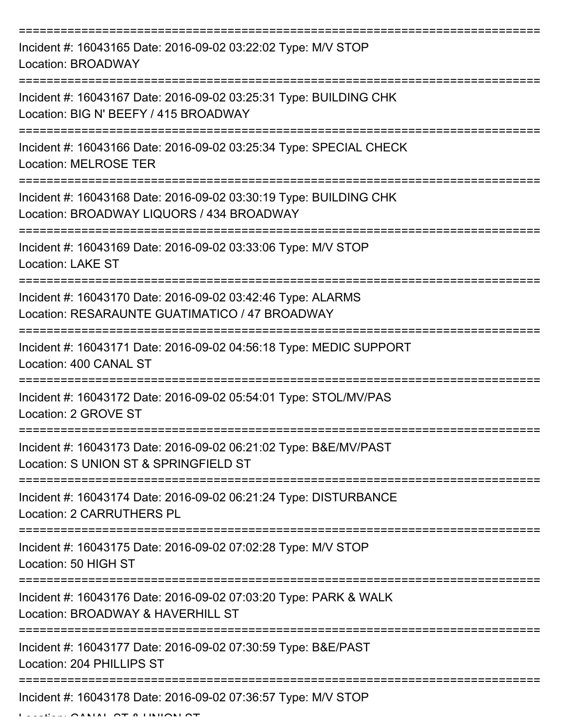===========================================================================
Incident #: 16043165 Date: 2016-09-02 03:22:02 Type: M/V STOP
Location: BROADWAY
===========================================================================
Incident #: 16043167 Date: 2016-09-02 03:25:31 Type: BUILDING CHK
Location: BIG N' BEEFY / 415 BROADWAY
===========================================================================
Incident #: 16043166 Date: 2016-09-02 03:25:34 Type: SPECIAL CHECK
Location: MELROSE TER
===========================================================================
Incident #: 16043168 Date: 2016-09-02 03:30:19 Type: BUILDING CHK
Location: BROADWAY LIQUORS / 434 BROADWAY
===========================================================================
Incident #: 16043169 Date: 2016-09-02 03:33:06 Type: M/V STOP
Location: LAKE ST
===========================================================================
Incident #: 16043170 Date: 2016-09-02 03:42:46 Type: ALARMS
Location: RESARAUNTE GUATIMATICO / 47 BROADWAY
===========================================================================
Incident #: 16043171 Date: 2016-09-02 04:56:18 Type: MEDIC SUPPORT
Location: 400 CANAL ST
===========================================================================
Incident #: 16043172 Date: 2016-09-02 05:54:01 Type: STOL/MV/PAS
Location: 2 GROVE ST
===========================================================================
Incident #: 16043173 Date: 2016-09-02 06:21:02 Type: B&E/MV/PAST
Location: S UNION ST & SPRINGFIELD ST
===========================================================================
Incident #: 16043174 Date: 2016-09-02 06:21:24 Type: DISTURBANCE
Location: 2 CARRUTHERS PL
===========================================================================
Incident #: 16043175 Date: 2016-09-02 07:02:28 Type: M/V STOP
Location: 50 HIGH ST
===========================================================================
Incident #: 16043176 Date: 2016-09-02 07:03:20 Type: PARK & WALK
Location: BROADWAY & HAVERHILL ST
===========================================================================
Incident #: 16043177 Date: 2016-09-02 07:30:59 Type: B&E/PAST
Location: 204 PHILLIPS ST
===========================================================================
Incident #: 16043178 Date: 2016-09-02 07:36:57 Type: M/V STOP
Location: CANAL ST & UNION ST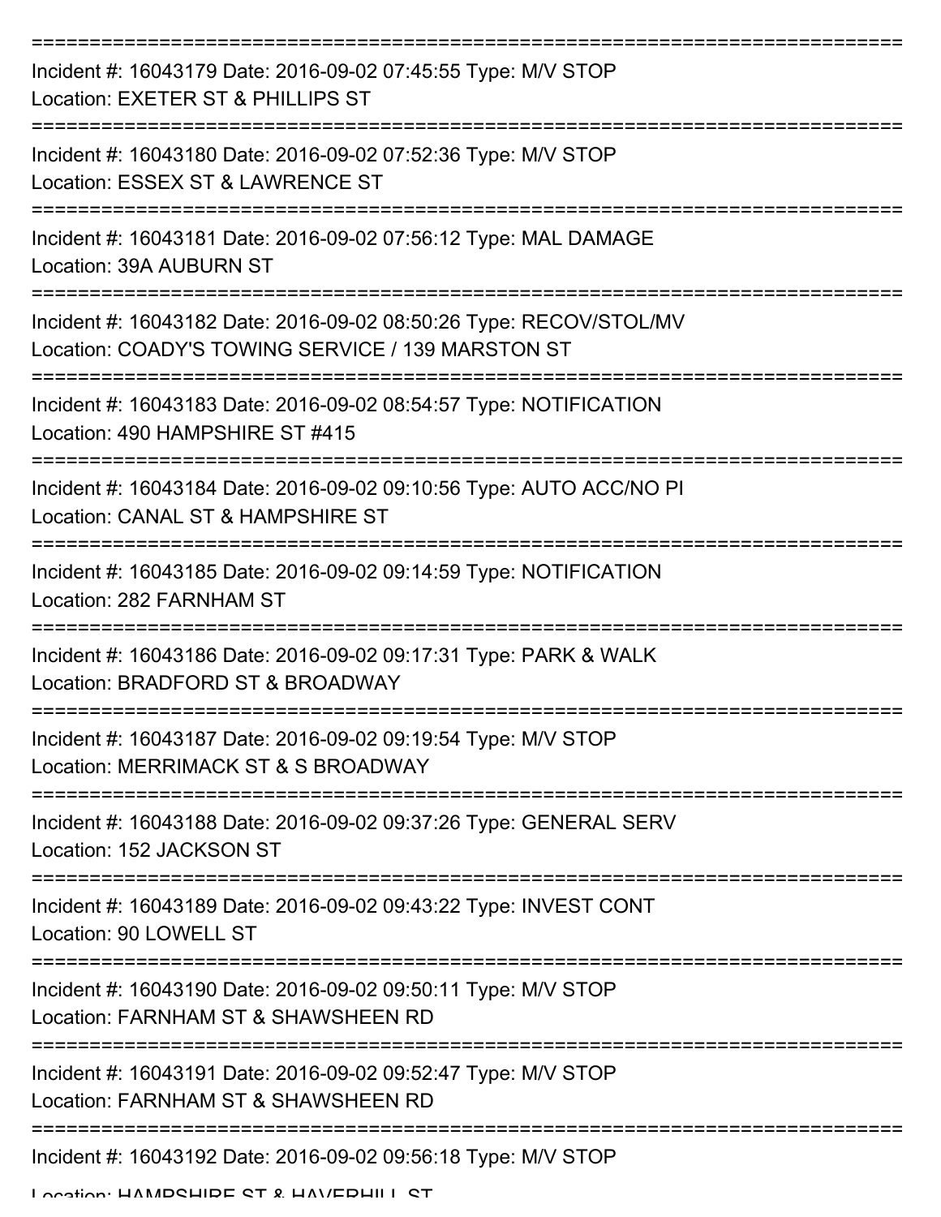===========================================================================

Incident #: 16043179 Date: 2016-09-02 07:45:55 Type: M/V STOP
Location: EXETER ST & PHILLIPS ST

===========================================================================

Incident #: 16043180 Date: 2016-09-02 07:52:36 Type: M/V STOP
Location: ESSEX ST & LAWRENCE ST

===========================================================================

Incident #: 16043181 Date: 2016-09-02 07:56:12 Type: MAL DAMAGE
Location: 39A AUBURN ST

===========================================================================

Incident #: 16043182 Date: 2016-09-02 08:50:26 Type: RECOV/STOL/MV
Location: COADY'S TOWING SERVICE / 139 MARSTON ST

===========================================================================

Incident #: 16043183 Date: 2016-09-02 08:54:57 Type: NOTIFICATION
Location: 490 HAMPSHIRE ST #415

===========================================================================

Incident #: 16043184 Date: 2016-09-02 09:10:56 Type: AUTO ACC/NO PI
Location: CANAL ST & HAMPSHIRE ST

===========================================================================

Incident #: 16043185 Date: 2016-09-02 09:14:59 Type: NOTIFICATION
Location: 282 FARNHAM ST

===========================================================================

Incident #: 16043186 Date: 2016-09-02 09:17:31 Type: PARK & WALK
Location: BRADFORD ST & BROADWAY

===========================================================================

Incident #: 16043187 Date: 2016-09-02 09:19:54 Type: M/V STOP
Location: MERRIMACK ST & S BROADWAY

===========================================================================

Incident #: 16043188 Date: 2016-09-02 09:37:26 Type: GENERAL SERV
Location: 152 JACKSON ST

===========================================================================

Incident #: 16043189 Date: 2016-09-02 09:43:22 Type: INVEST CONT
Location: 90 LOWELL ST

===========================================================================

Incident #: 16043190 Date: 2016-09-02 09:50:11 Type: M/V STOP
Location: FARNHAM ST & SHAWSHEEN RD

===========================================================================

Incident #: 16043191 Date: 2016-09-02 09:52:47 Type: M/V STOP
Location: FARNHAM ST & SHAWSHEEN RD

===========================================================================

Incident #: 16043192 Date: 2016-09-02 09:56:18 Type: M/V STOP
Location: HAMPSHIRE ST & HAVERHILL ST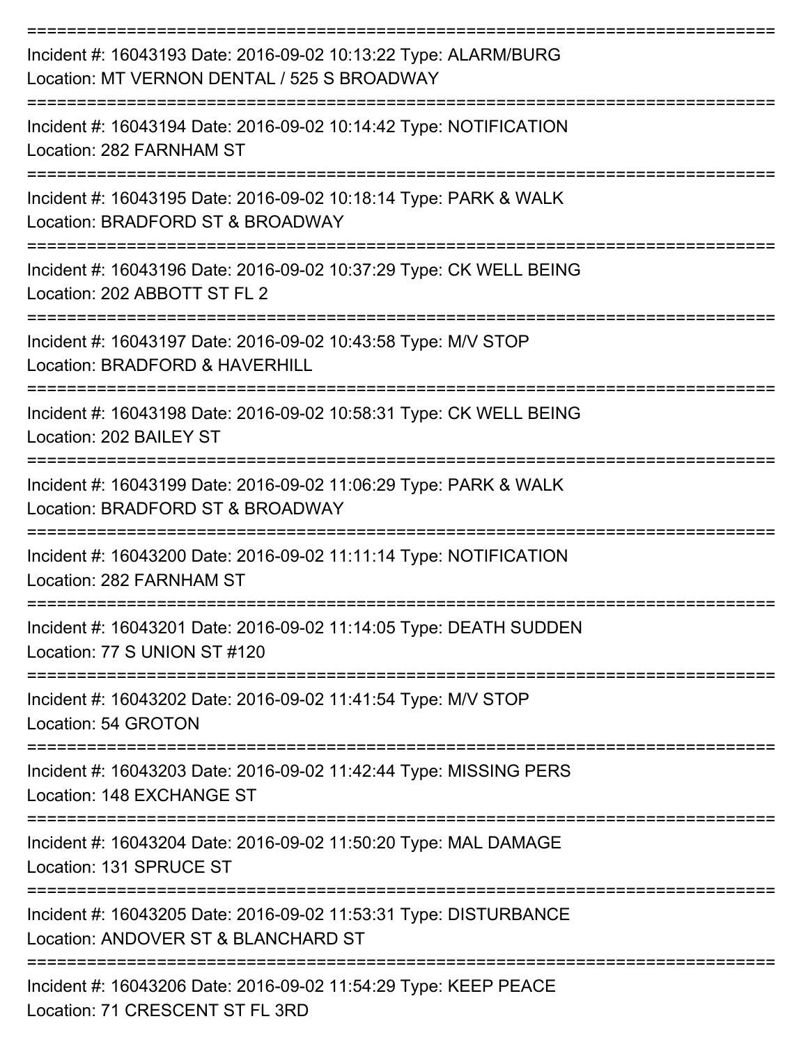===========================================================================

Incident #: 16043193 Date: 2016-09-02 10:13:22 Type: ALARM/BURG
Location: MT VERNON DENTAL / 525 S BROADWAY

===========================================================================

Incident #: 16043194 Date: 2016-09-02 10:14:42 Type: NOTIFICATION
Location: 282 FARNHAM ST

===========================================================================

Incident #: 16043195 Date: 2016-09-02 10:18:14 Type: PARK & WALK
Location: BRADFORD ST & BROADWAY

===========================================================================

Incident #: 16043196 Date: 2016-09-02 10:37:29 Type: CK WELL BEING
Location: 202 ABBOTT ST FL 2

===========================================================================

Incident #: 16043197 Date: 2016-09-02 10:43:58 Type: M/V STOP
Location: BRADFORD & HAVERHILL

===========================================================================

Incident #: 16043198 Date: 2016-09-02 10:58:31 Type: CK WELL BEING
Location: 202 BAILEY ST

===========================================================================

Incident #: 16043199 Date: 2016-09-02 11:06:29 Type: PARK & WALK
Location: BRADFORD ST & BROADWAY

===========================================================================

Incident #: 16043200 Date: 2016-09-02 11:11:14 Type: NOTIFICATION
Location: 282 FARNHAM ST

===========================================================================

Incident #: 16043201 Date: 2016-09-02 11:14:05 Type: DEATH SUDDEN
Location: 77 S UNION ST #120

===========================================================================

Incident #: 16043202 Date: 2016-09-02 11:41:54 Type: M/V STOP
Location: 54 GROTON

===========================================================================

Incident #: 16043203 Date: 2016-09-02 11:42:44 Type: MISSING PERS
Location: 148 EXCHANGE ST

===========================================================================

Incident #: 16043204 Date: 2016-09-02 11:50:20 Type: MAL DAMAGE
Location: 131 SPRUCE ST

===========================================================================

Incident #: 16043205 Date: 2016-09-02 11:53:31 Type: DISTURBANCE
Location: ANDOVER ST & BLANCHARD ST

===========================================================================

Incident #: 16043206 Date: 2016-09-02 11:54:29 Type: KEEP PEACE
Location: 71 CRESCENT ST FL 3RD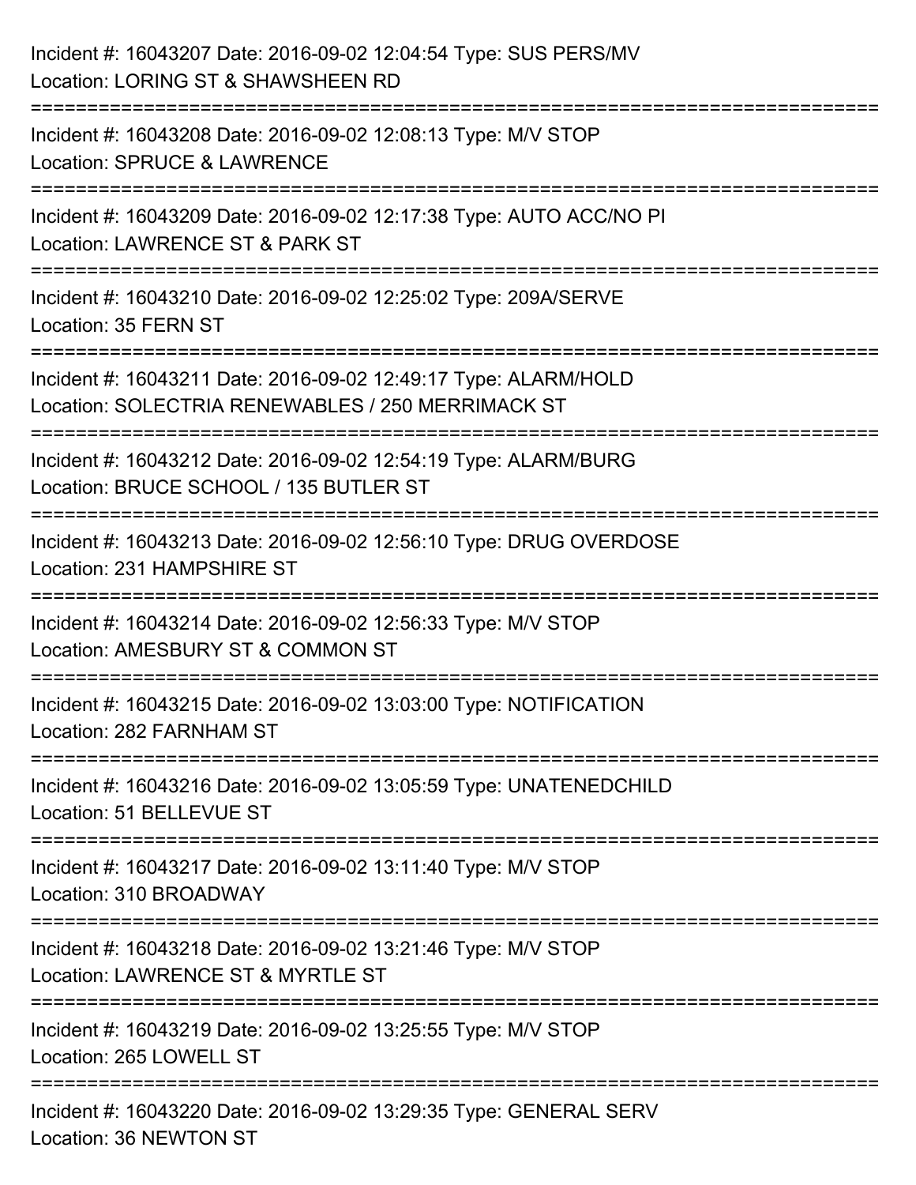Incident #: 16043207 Date: 2016-09-02 12:04:54 Type: SUS PERS/MV
Location: LORING ST & SHAWSHEEN RD

===========================================================================

Incident #: 16043208 Date: 2016-09-02 12:08:13 Type: M/V STOP
Location: SPRUCE & LAWRENCE

===========================================================================

Incident #: 16043209 Date: 2016-09-02 12:17:38 Type: AUTO ACC/NO PI
Location: LAWRENCE ST & PARK ST

===========================================================================

Incident #: 16043210 Date: 2016-09-02 12:25:02 Type: 209A/SERVE
Location: 35 FERN ST

===========================================================================

Incident #: 16043211 Date: 2016-09-02 12:49:17 Type: ALARM/HOLD
Location: SOLECTRIA RENEWABLES / 250 MERRIMACK ST

===========================================================================

Incident #: 16043212 Date: 2016-09-02 12:54:19 Type: ALARM/BURG
Location: BRUCE SCHOOL / 135 BUTLER ST

===========================================================================

Incident #: 16043213 Date: 2016-09-02 12:56:10 Type: DRUG OVERDOSE
Location: 231 HAMPSHIRE ST

===========================================================================

Incident #: 16043214 Date: 2016-09-02 12:56:33 Type: M/V STOP
Location: AMESBURY ST & COMMON ST

===========================================================================

Incident #: 16043215 Date: 2016-09-02 13:03:00 Type: NOTIFICATION
Location: 282 FARNHAM ST

===========================================================================

Incident #: 16043216 Date: 2016-09-02 13:05:59 Type: UNATENEDCHILD
Location: 51 BELLEVUE ST

===========================================================================

Incident #: 16043217 Date: 2016-09-02 13:11:40 Type: M/V STOP
Location: 310 BROADWAY

===========================================================================

Incident #: 16043218 Date: 2016-09-02 13:21:46 Type: M/V STOP
Location: LAWRENCE ST & MYRTLE ST

===========================================================================

Incident #: 16043219 Date: 2016-09-02 13:25:55 Type: M/V STOP
Location: 265 LOWELL ST

===========================================================================

Incident #: 16043220 Date: 2016-09-02 13:29:35 Type: GENERAL SERV
Location: 36 NEWTON ST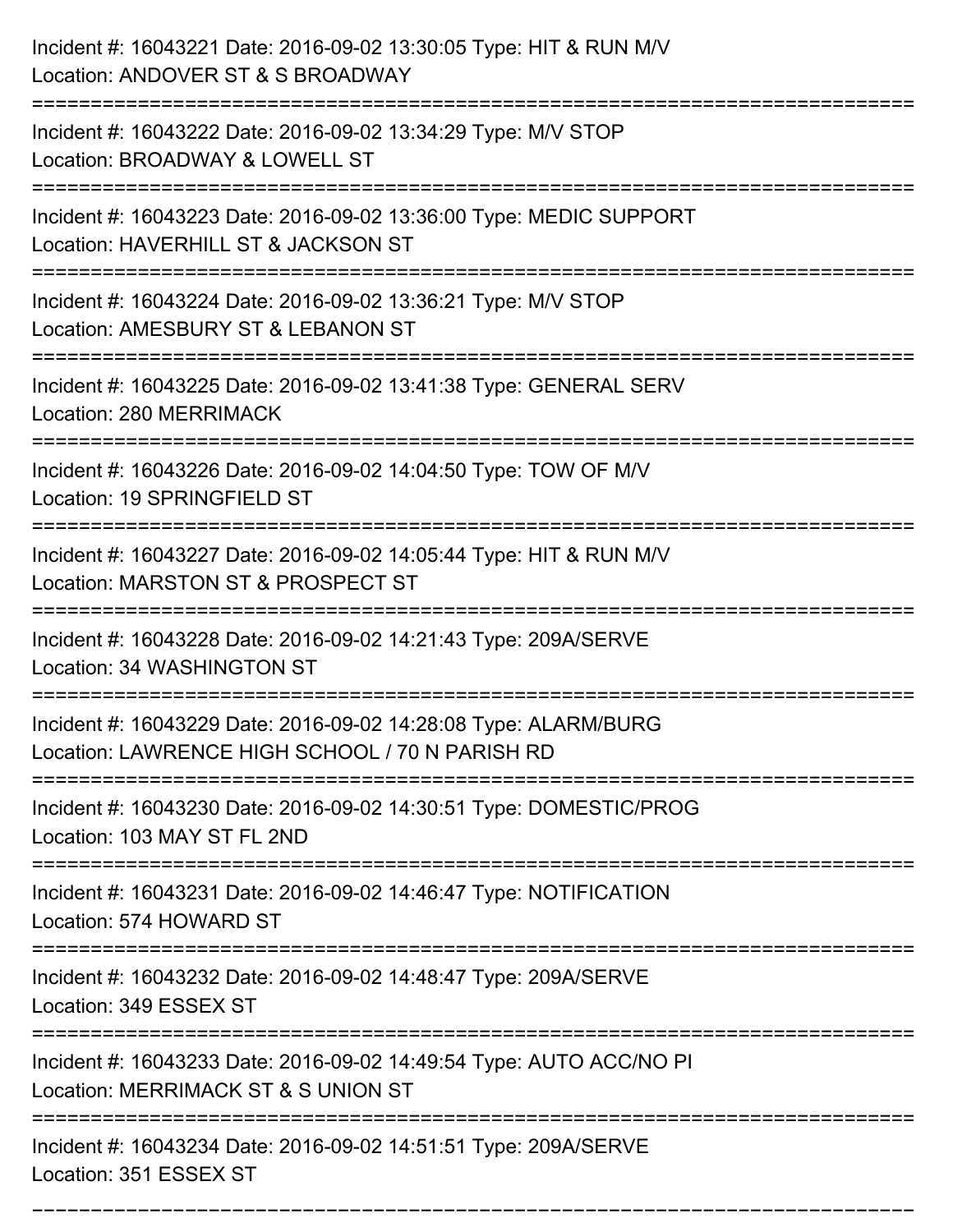Incident #: 16043221 Date: 2016-09-02 13:30:05 Type: HIT & RUN M/V
Location: ANDOVER ST & S BROADWAY

===========================================================================

Incident #: 16043222 Date: 2016-09-02 13:34:29 Type: M/V STOP
Location: BROADWAY & LOWELL ST

===========================================================================

Incident #: 16043223 Date: 2016-09-02 13:36:00 Type: MEDIC SUPPORT
Location: HAVERHILL ST & JACKSON ST

===========================================================================

Incident #: 16043224 Date: 2016-09-02 13:36:21 Type: M/V STOP
Location: AMESBURY ST & LEBANON ST

===========================================================================

Incident #: 16043225 Date: 2016-09-02 13:41:38 Type: GENERAL SERV
Location: 280 MERRIMACK

===========================================================================

Incident #: 16043226 Date: 2016-09-02 14:04:50 Type: TOW OF M/V
Location: 19 SPRINGFIELD ST

===========================================================================

Incident #: 16043227 Date: 2016-09-02 14:05:44 Type: HIT & RUN M/V
Location: MARSTON ST & PROSPECT ST

===========================================================================

Incident #: 16043228 Date: 2016-09-02 14:21:43 Type: 209A/SERVE
Location: 34 WASHINGTON ST

===========================================================================

Incident #: 16043229 Date: 2016-09-02 14:28:08 Type: ALARM/BURG
Location: LAWRENCE HIGH SCHOOL / 70 N PARISH RD

===========================================================================

Incident #: 16043230 Date: 2016-09-02 14:30:51 Type: DOMESTIC/PROG
Location: 103 MAY ST FL 2ND

===========================================================================

Incident #: 16043231 Date: 2016-09-02 14:46:47 Type: NOTIFICATION
Location: 574 HOWARD ST

===========================================================================

Incident #: 16043232 Date: 2016-09-02 14:48:47 Type: 209A/SERVE
Location: 349 ESSEX ST

===========================================================================

Incident #: 16043233 Date: 2016-09-02 14:49:54 Type: AUTO ACC/NO PI
Location: MERRIMACK ST & S UNION ST

===========================================================================

Incident #: 16043234 Date: 2016-09-02 14:51:51 Type: 209A/SERVE
Location: 351 ESSEX ST

===========================================================================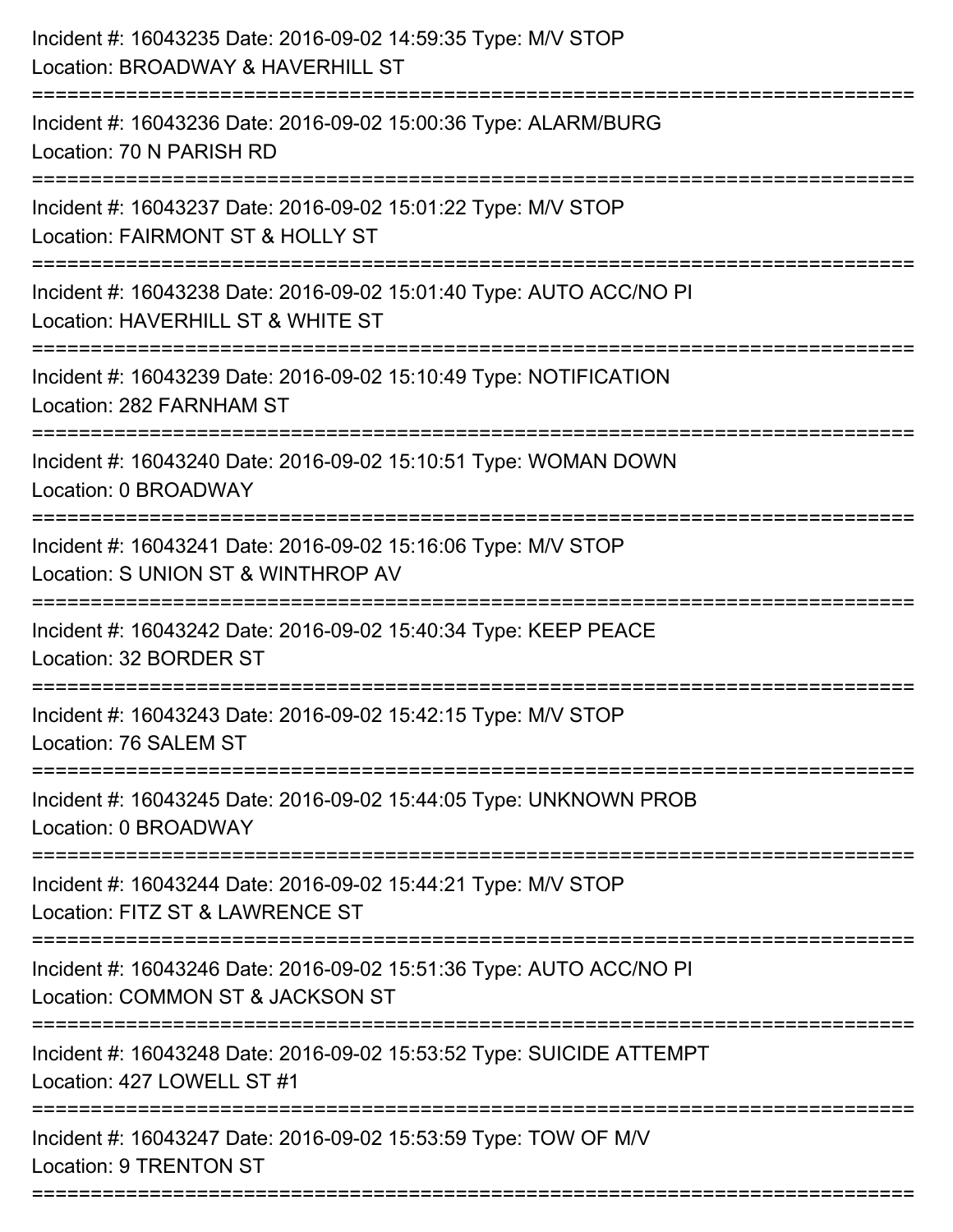Incident #: 16043235 Date: 2016-09-02 14:59:35 Type: M/V STOP
Location: BROADWAY & HAVERHILL ST

===========================================================================

Incident #: 16043236 Date: 2016-09-02 15:00:36 Type: ALARM/BURG
Location: 70 N PARISH RD

===========================================================================

Incident #: 16043237 Date: 2016-09-02 15:01:22 Type: M/V STOP
Location: FAIRMONT ST & HOLLY ST

===========================================================================

Incident #: 16043238 Date: 2016-09-02 15:01:40 Type: AUTO ACC/NO PI
Location: HAVERHILL ST & WHITE ST

===========================================================================

Incident #: 16043239 Date: 2016-09-02 15:10:49 Type: NOTIFICATION
Location: 282 FARNHAM ST

===========================================================================

Incident #: 16043240 Date: 2016-09-02 15:10:51 Type: WOMAN DOWN
Location: 0 BROADWAY

===========================================================================

Incident #: 16043241 Date: 2016-09-02 15:16:06 Type: M/V STOP
Location: S UNION ST & WINTHROP AV

===========================================================================

Incident #: 16043242 Date: 2016-09-02 15:40:34 Type: KEEP PEACE
Location: 32 BORDER ST

===========================================================================

Incident #: 16043243 Date: 2016-09-02 15:42:15 Type: M/V STOP
Location: 76 SALEM ST

===========================================================================

Incident #: 16043245 Date: 2016-09-02 15:44:05 Type: UNKNOWN PROB
Location: 0 BROADWAY

===========================================================================

Incident #: 16043244 Date: 2016-09-02 15:44:21 Type: M/V STOP
Location: FITZ ST & LAWRENCE ST

===========================================================================

Incident #: 16043246 Date: 2016-09-02 15:51:36 Type: AUTO ACC/NO PI
Location: COMMON ST & JACKSON ST

===========================================================================

Incident #: 16043248 Date: 2016-09-02 15:53:52 Type: SUICIDE ATTEMPT
Location: 427 LOWELL ST #1

===========================================================================

Incident #: 16043247 Date: 2016-09-02 15:53:59 Type: TOW OF M/V
Location: 9 TRENTON ST

===========================================================================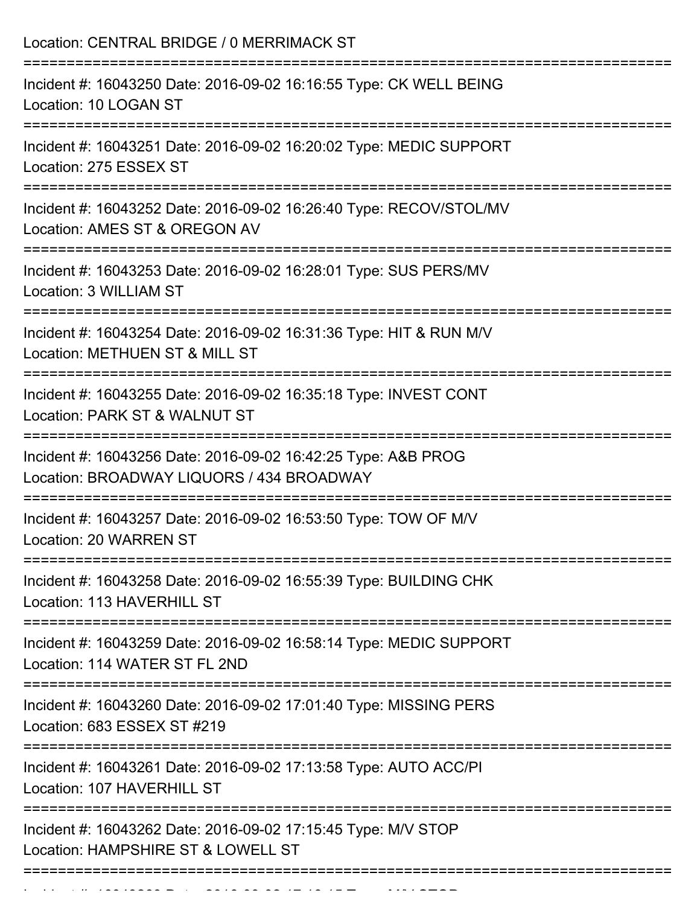Location: CENTRAL BRIDGE / 0 MERRIMACK ST

===========================================================================

Incident #: 16043250 Date: 2016-09-02 16:16:55 Type: CK WELL BEING
Location: 10 LOGAN ST

===========================================================================

Incident #: 16043251 Date: 2016-09-02 16:20:02 Type: MEDIC SUPPORT
Location: 275 ESSEX ST

===========================================================================

Incident #: 16043252 Date: 2016-09-02 16:26:40 Type: RECOV/STOL/MV
Location: AMES ST & OREGON AV

===========================================================================

Incident #: 16043253 Date: 2016-09-02 16:28:01 Type: SUS PERS/MV
Location: 3 WILLIAM ST

===========================================================================

Incident #: 16043254 Date: 2016-09-02 16:31:36 Type: HIT & RUN M/V
Location: METHUEN ST & MILL ST

===========================================================================

Incident #: 16043255 Date: 2016-09-02 16:35:18 Type: INVEST CONT
Location: PARK ST & WALNUT ST

===========================================================================

Incident #: 16043256 Date: 2016-09-02 16:42:25 Type: A&B PROG
Location: BROADWAY LIQUORS / 434 BROADWAY

===========================================================================

Incident #: 16043257 Date: 2016-09-02 16:53:50 Type: TOW OF M/V
Location: 20 WARREN ST

===========================================================================

Incident #: 16043258 Date: 2016-09-02 16:55:39 Type: BUILDING CHK
Location: 113 HAVERHILL ST

===========================================================================

Incident #: 16043259 Date: 2016-09-02 16:58:14 Type: MEDIC SUPPORT
Location: 114 WATER ST FL 2ND

===========================================================================

Incident #: 16043260 Date: 2016-09-02 17:01:40 Type: MISSING PERS
Location: 683 ESSEX ST #219

===========================================================================

Incident #: 16043261 Date: 2016-09-02 17:13:58 Type: AUTO ACC/PI
Location: 107 HAVERHILL ST

===========================================================================

Incident #: 16043262 Date: 2016-09-02 17:15:45 Type: M/V STOP
Location: HAMPSHIRE ST & LOWELL ST

===========================================================================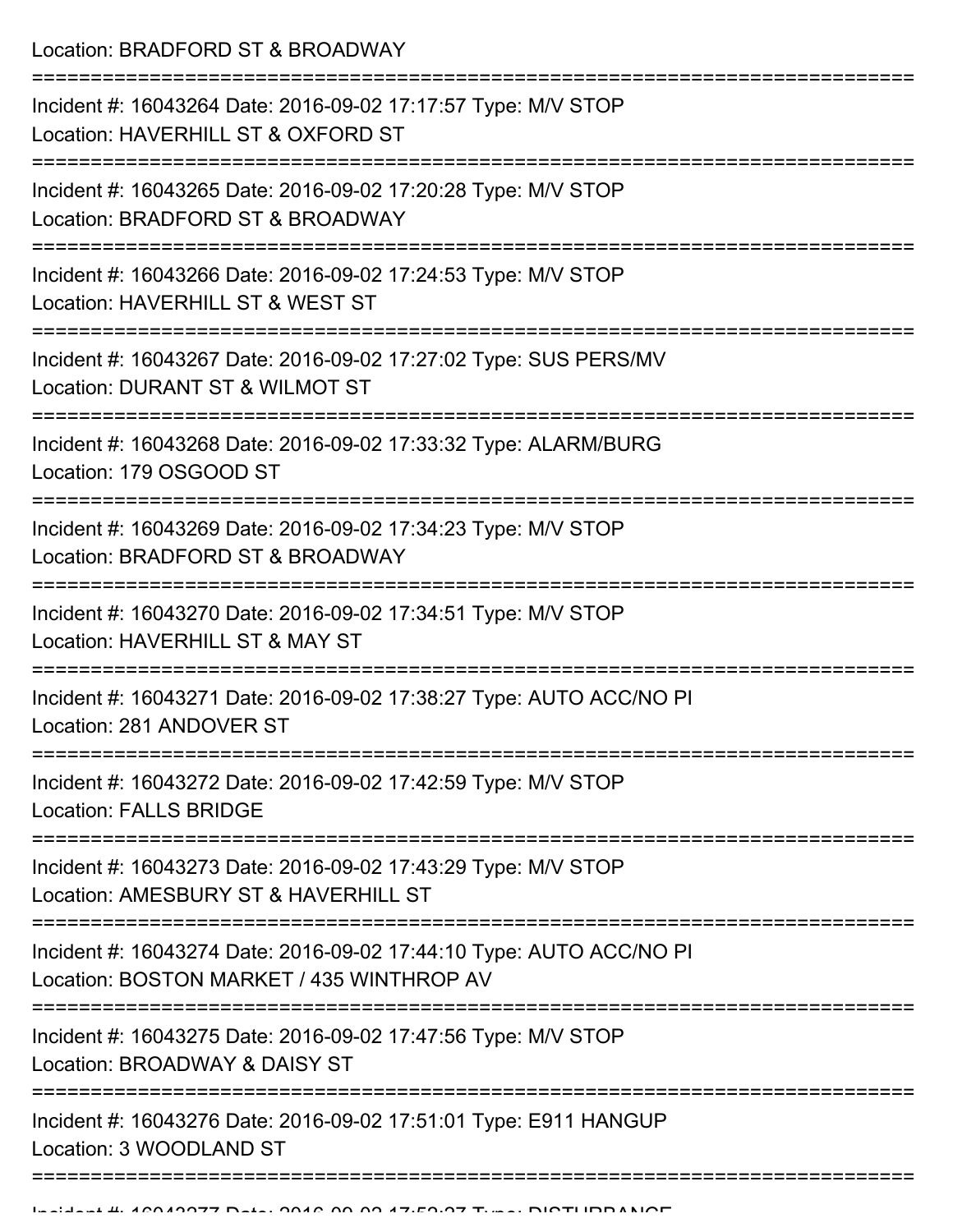Location: BRADFORD ST & BROADWAY

===========================================================================

Incident #: 16043264 Date: 2016-09-02 17:17:57 Type: M/V STOP
Location: HAVERHILL ST & OXFORD ST

===========================================================================

Incident #: 16043265 Date: 2016-09-02 17:20:28 Type: M/V STOP
Location: BRADFORD ST & BROADWAY

===========================================================================

Incident #: 16043266 Date: 2016-09-02 17:24:53 Type: M/V STOP
Location: HAVERHILL ST & WEST ST

===========================================================================

Incident #: 16043267 Date: 2016-09-02 17:27:02 Type: SUS PERS/MV
Location: DURANT ST & WILMOT ST

===========================================================================

Incident #: 16043268 Date: 2016-09-02 17:33:32 Type: ALARM/BURG
Location: 179 OSGOOD ST

===========================================================================

Incident #: 16043269 Date: 2016-09-02 17:34:23 Type: M/V STOP
Location: BRADFORD ST & BROADWAY

===========================================================================

Incident #: 16043270 Date: 2016-09-02 17:34:51 Type: M/V STOP
Location: HAVERHILL ST & MAY ST

===========================================================================

Incident #: 16043271 Date: 2016-09-02 17:38:27 Type: AUTO ACC/NO PI
Location: 281 ANDOVER ST

===========================================================================

Incident #: 16043272 Date: 2016-09-02 17:42:59 Type: M/V STOP
Location: FALLS BRIDGE

===========================================================================

Incident #: 16043273 Date: 2016-09-02 17:43:29 Type: M/V STOP
Location: AMESBURY ST & HAVERHILL ST

===========================================================================

Incident #: 16043274 Date: 2016-09-02 17:44:10 Type: AUTO ACC/NO PI
Location: BOSTON MARKET / 435 WINTHROP AV

===========================================================================

Incident #: 16043275 Date: 2016-09-02 17:47:56 Type: M/V STOP
Location: BROADWAY & DAISY ST

===========================================================================

Incident #: 16043276 Date: 2016-09-02 17:51:01 Type: E911 HANGUP
Location: 3 WOODLAND ST

===========================================================================

Incident #: 16043277 Date: 2016-09-02 17:52:37 Type: DISTURBANCE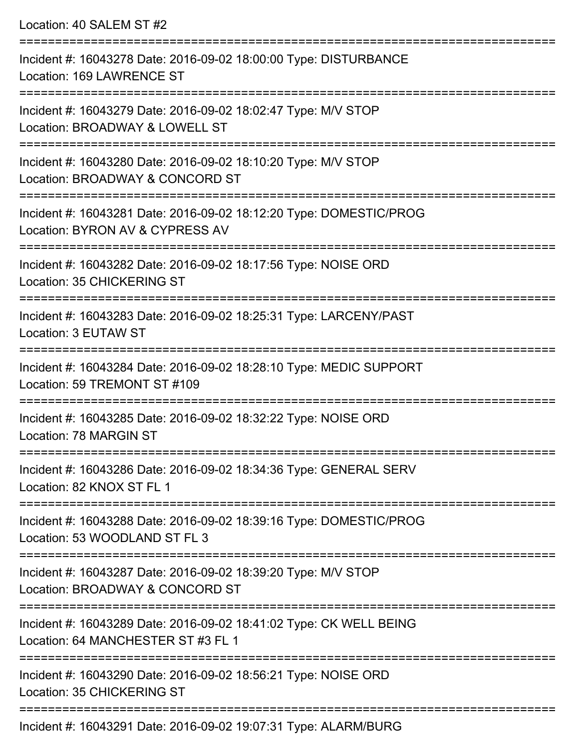Location: 40 SALEM ST #2

===========================================================================

Incident #: 16043278 Date: 2016-09-02 18:00:00 Type: DISTURBANCE
Location: 169 LAWRENCE ST

===========================================================================

Incident #: 16043279 Date: 2016-09-02 18:02:47 Type: M/V STOP
Location: BROADWAY & LOWELL ST

===========================================================================

Incident #: 16043280 Date: 2016-09-02 18:10:20 Type: M/V STOP
Location: BROADWAY & CONCORD ST

===========================================================================

Incident #: 16043281 Date: 2016-09-02 18:12:20 Type: DOMESTIC/PROG
Location: BYRON AV & CYPRESS AV

===========================================================================

Incident #: 16043282 Date: 2016-09-02 18:17:56 Type: NOISE ORD
Location: 35 CHICKERING ST

===========================================================================

Incident #: 16043283 Date: 2016-09-02 18:25:31 Type: LARCENY/PAST
Location: 3 EUTAW ST

===========================================================================

Incident #: 16043284 Date: 2016-09-02 18:28:10 Type: MEDIC SUPPORT
Location: 59 TREMONT ST #109

===========================================================================

Incident #: 16043285 Date: 2016-09-02 18:32:22 Type: NOISE ORD
Location: 78 MARGIN ST

===========================================================================

Incident #: 16043286 Date: 2016-09-02 18:34:36 Type: GENERAL SERV
Location: 82 KNOX ST FL 1

===========================================================================

Incident #: 16043288 Date: 2016-09-02 18:39:16 Type: DOMESTIC/PROG
Location: 53 WOODLAND ST FL 3

===========================================================================

Incident #: 16043287 Date: 2016-09-02 18:39:20 Type: M/V STOP
Location: BROADWAY & CONCORD ST

===========================================================================

Incident #: 16043289 Date: 2016-09-02 18:41:02 Type: CK WELL BEING
Location: 64 MANCHESTER ST #3 FL 1

===========================================================================

Incident #: 16043290 Date: 2016-09-02 18:56:21 Type: NOISE ORD
Location: 35 CHICKERING ST

===========================================================================

Incident #: 16043291 Date: 2016-09-02 19:07:31 Type: ALARM/BURG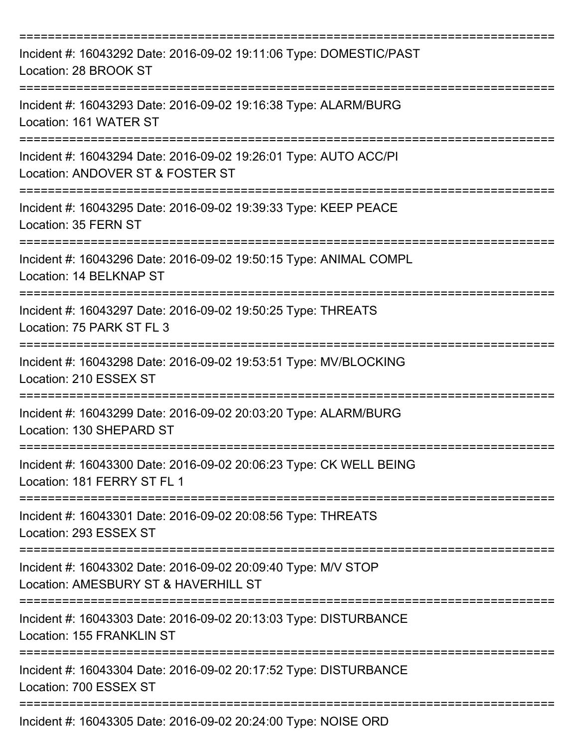===========================================================================

Incident #: 16043292 Date: 2016-09-02 19:11:06 Type: DOMESTIC/PAST
Location: 28 BROOK ST

===========================================================================

Incident #: 16043293 Date: 2016-09-02 19:16:38 Type: ALARM/BURG
Location: 161 WATER ST

===========================================================================

Incident #: 16043294 Date: 2016-09-02 19:26:01 Type: AUTO ACC/PI
Location: ANDOVER ST & FOSTER ST

===========================================================================

Incident #: 16043295 Date: 2016-09-02 19:39:33 Type: KEEP PEACE
Location: 35 FERN ST

===========================================================================

Incident #: 16043296 Date: 2016-09-02 19:50:15 Type: ANIMAL COMPL
Location: 14 BELKNAP ST

===========================================================================

Incident #: 16043297 Date: 2016-09-02 19:50:25 Type: THREATS
Location: 75 PARK ST FL 3

===========================================================================

Incident #: 16043298 Date: 2016-09-02 19:53:51 Type: MV/BLOCKING
Location: 210 ESSEX ST

===========================================================================

Incident #: 16043299 Date: 2016-09-02 20:03:20 Type: ALARM/BURG
Location: 130 SHEPARD ST

===========================================================================

Incident #: 16043300 Date: 2016-09-02 20:06:23 Type: CK WELL BEING
Location: 181 FERRY ST FL 1

===========================================================================

Incident #: 16043301 Date: 2016-09-02 20:08:56 Type: THREATS
Location: 293 ESSEX ST

===========================================================================

Incident #: 16043302 Date: 2016-09-02 20:09:40 Type: M/V STOP
Location: AMESBURY ST & HAVERHILL ST

===========================================================================

Incident #: 16043303 Date: 2016-09-02 20:13:03 Type: DISTURBANCE
Location: 155 FRANKLIN ST

===========================================================================

Incident #: 16043304 Date: 2016-09-02 20:17:52 Type: DISTURBANCE
Location: 700 ESSEX ST

===========================================================================

Incident #: 16043305 Date: 2016-09-02 20:24:00 Type: NOISE ORD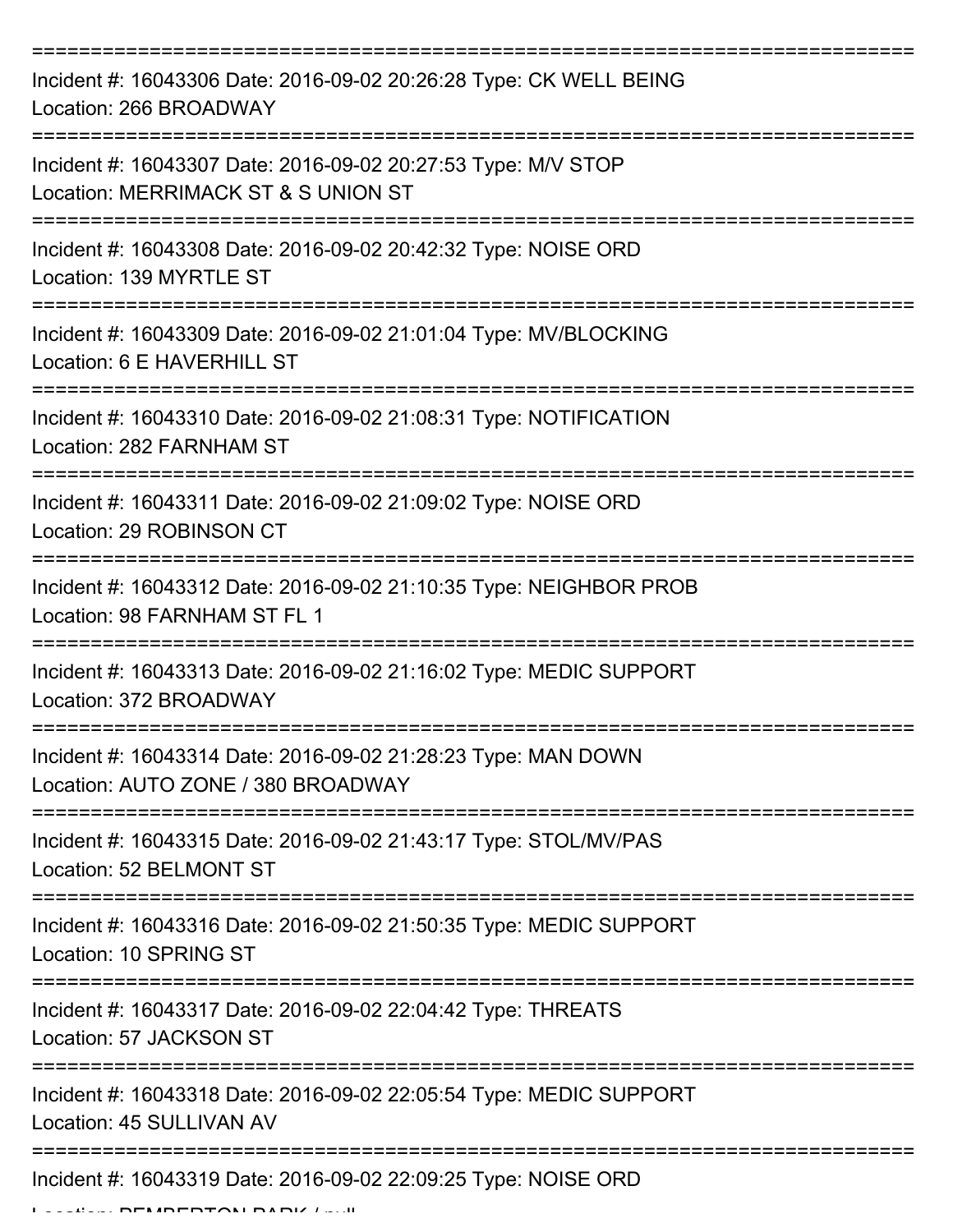===========================================================================

Incident #: 16043306 Date: 2016-09-02 20:26:28 Type: CK WELL BEING
Location: 266 BROADWAY

===========================================================================

Incident #: 16043307 Date: 2016-09-02 20:27:53 Type: M/V STOP
Location: MERRIMACK ST & S UNION ST

===========================================================================

Incident #: 16043308 Date: 2016-09-02 20:42:32 Type: NOISE ORD
Location: 139 MYRTLE ST

===========================================================================

Incident #: 16043309 Date: 2016-09-02 21:01:04 Type: MV/BLOCKING
Location: 6 E HAVERHILL ST

===========================================================================

Incident #: 16043310 Date: 2016-09-02 21:08:31 Type: NOTIFICATION
Location: 282 FARNHAM ST

===========================================================================

Incident #: 16043311 Date: 2016-09-02 21:09:02 Type: NOISE ORD
Location: 29 ROBINSON CT

===========================================================================

Incident #: 16043312 Date: 2016-09-02 21:10:35 Type: NEIGHBOR PROB
Location: 98 FARNHAM ST FL 1

===========================================================================

Incident #: 16043313 Date: 2016-09-02 21:16:02 Type: MEDIC SUPPORT
Location: 372 BROADWAY

===========================================================================

Incident #: 16043314 Date: 2016-09-02 21:28:23 Type: MAN DOWN
Location: AUTO ZONE / 380 BROADWAY

===========================================================================

Incident #: 16043315 Date: 2016-09-02 21:43:17 Type: STOL/MV/PAS
Location: 52 BELMONT ST

===========================================================================

Incident #: 16043316 Date: 2016-09-02 21:50:35 Type: MEDIC SUPPORT
Location: 10 SPRING ST

===========================================================================

Incident #: 16043317 Date: 2016-09-02 22:04:42 Type: THREATS
Location: 57 JACKSON ST

===========================================================================

Incident #: 16043318 Date: 2016-09-02 22:05:54 Type: MEDIC SUPPORT
Location: 45 SULLIVAN AV

===========================================================================

Incident #: 16043319 Date: 2016-09-02 22:09:25 Type: NOISE ORD
Location: PEMBERTON PARK / null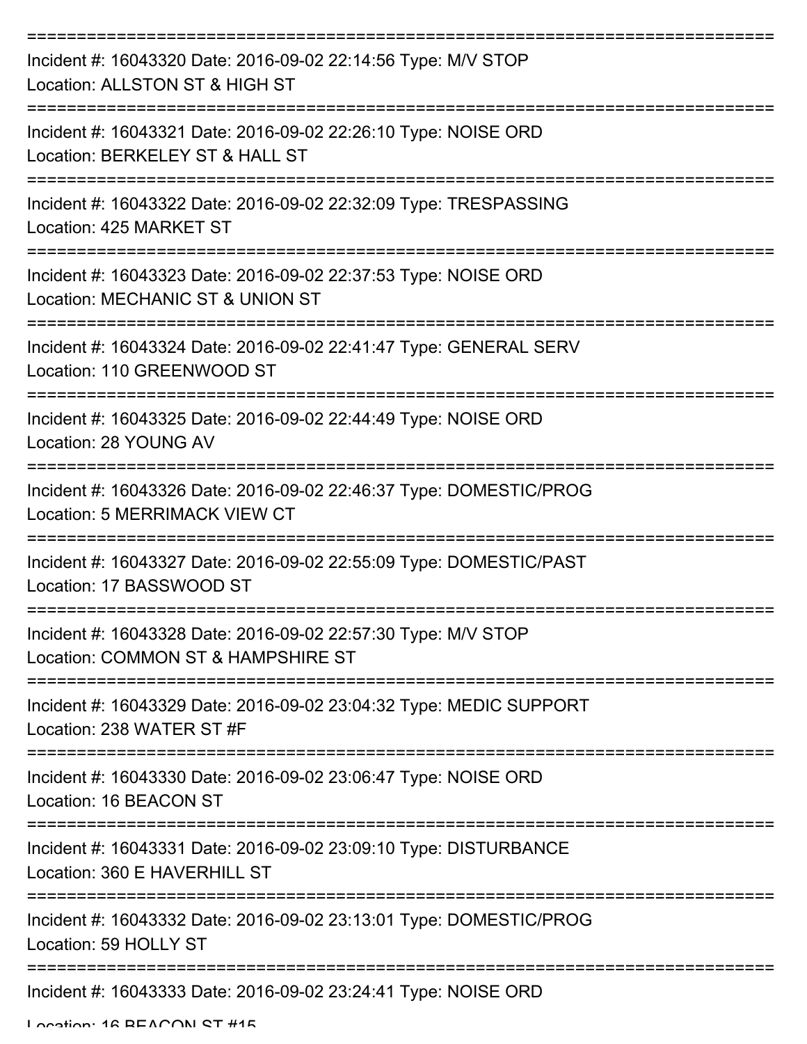===========================================================================

Incident #: 16043320 Date: 2016-09-02 22:14:56 Type: M/V STOP
Location: ALLSTON ST & HIGH ST

===========================================================================

Incident #: 16043321 Date: 2016-09-02 22:26:10 Type: NOISE ORD
Location: BERKELEY ST & HALL ST

===========================================================================

Incident #: 16043322 Date: 2016-09-02 22:32:09 Type: TRESPASSING
Location: 425 MARKET ST

===========================================================================

Incident #: 16043323 Date: 2016-09-02 22:37:53 Type: NOISE ORD
Location: MECHANIC ST & UNION ST

===========================================================================

Incident #: 16043324 Date: 2016-09-02 22:41:47 Type: GENERAL SERV
Location: 110 GREENWOOD ST

===========================================================================

Incident #: 16043325 Date: 2016-09-02 22:44:49 Type: NOISE ORD
Location: 28 YOUNG AV

===========================================================================

Incident #: 16043326 Date: 2016-09-02 22:46:37 Type: DOMESTIC/PROG
Location: 5 MERRIMACK VIEW CT

===========================================================================

Incident #: 16043327 Date: 2016-09-02 22:55:09 Type: DOMESTIC/PAST
Location: 17 BASSWOOD ST

===========================================================================

Incident #: 16043328 Date: 2016-09-02 22:57:30 Type: M/V STOP
Location: COMMON ST & HAMPSHIRE ST

===========================================================================

Incident #: 16043329 Date: 2016-09-02 23:04:32 Type: MEDIC SUPPORT
Location: 238 WATER ST #F

===========================================================================

Incident #: 16043330 Date: 2016-09-02 23:06:47 Type: NOISE ORD
Location: 16 BEACON ST

===========================================================================

Incident #: 16043331 Date: 2016-09-02 23:09:10 Type: DISTURBANCE
Location: 360 E HAVERHILL ST

===========================================================================

Incident #: 16043332 Date: 2016-09-02 23:13:01 Type: DOMESTIC/PROG
Location: 59 HOLLY ST

===========================================================================

Incident #: 16043333 Date: 2016-09-02 23:24:41 Type: NOISE ORD
Location: 16 BEACON ST #15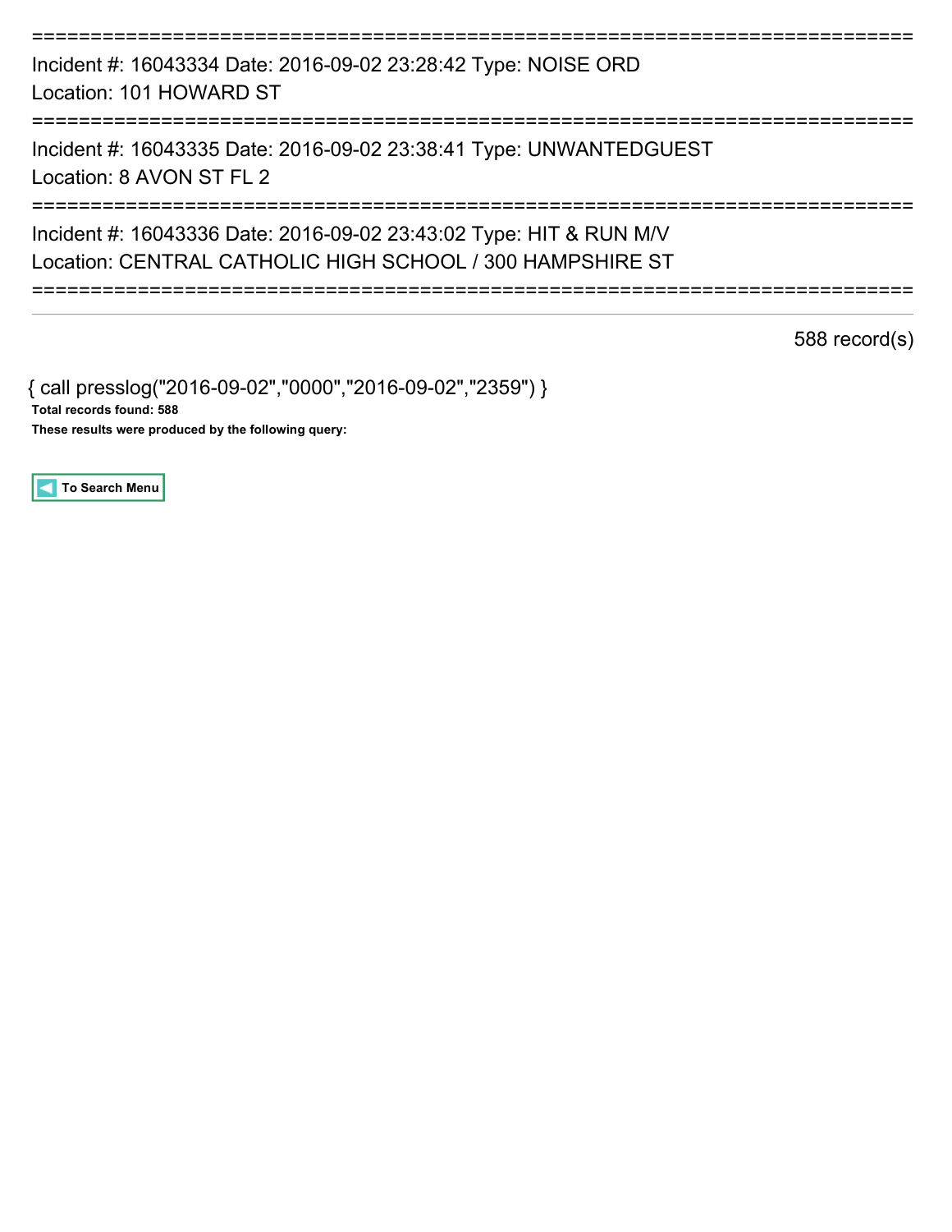===========================================================================

Incident #: 16043334 Date: 2016-09-02 23:28:42 Type: NOISE ORD
Location: 101 HOWARD ST

===========================================================================

Incident #: 16043335 Date: 2016-09-02 23:38:41 Type: UNWANTEDGUEST
Location: 8 AVON ST FL 2

===========================================================================

Incident #: 16043336 Date: 2016-09-02 23:43:02 Type: HIT & RUN M/V
Location: CENTRAL CATHOLIC HIGH SCHOOL / 300 HAMPSHIRE ST

===========================================================================

---

588 record(s)

{ call presslog("2016-09-02","0000","2016-09-02","2359") }

**Total records found: 588**

**These results were produced by the following query:**

**To Search Menu**